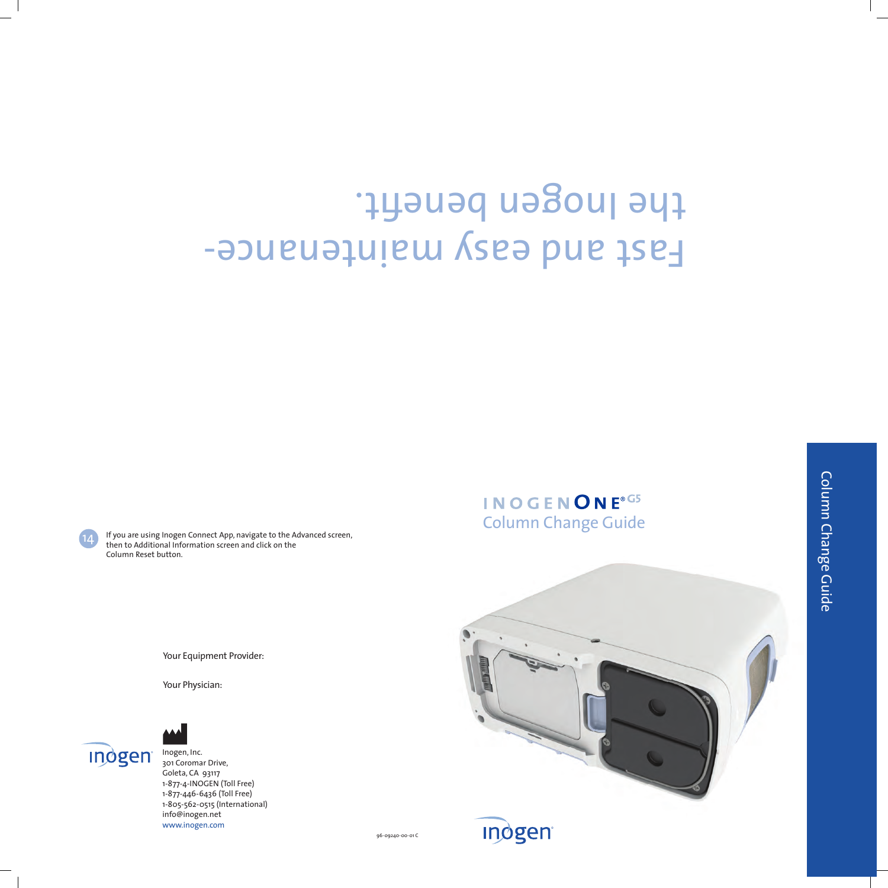Fast and easy maintenance- the Inogen benefit.

14 If you are using Inogen Connect App, navigate to the Advanced screen, then to Additional Information screen and click on the Column Reset button.

Your Equipment Provider:

Your Physician:

inogen

Inogen, Inc.
301 Coromar Drive,
Goleta, CA 93117
1-877-4-INOGEN (Toll Free)
1-877-446-6436 (Toll Free)
1-805-562-0515 (International)
info@inogen.net
www.inogen.com

96-09240-00-01 C

# INOGEN ONE® G5

## Column Change Guide

inogen

Column Change Guide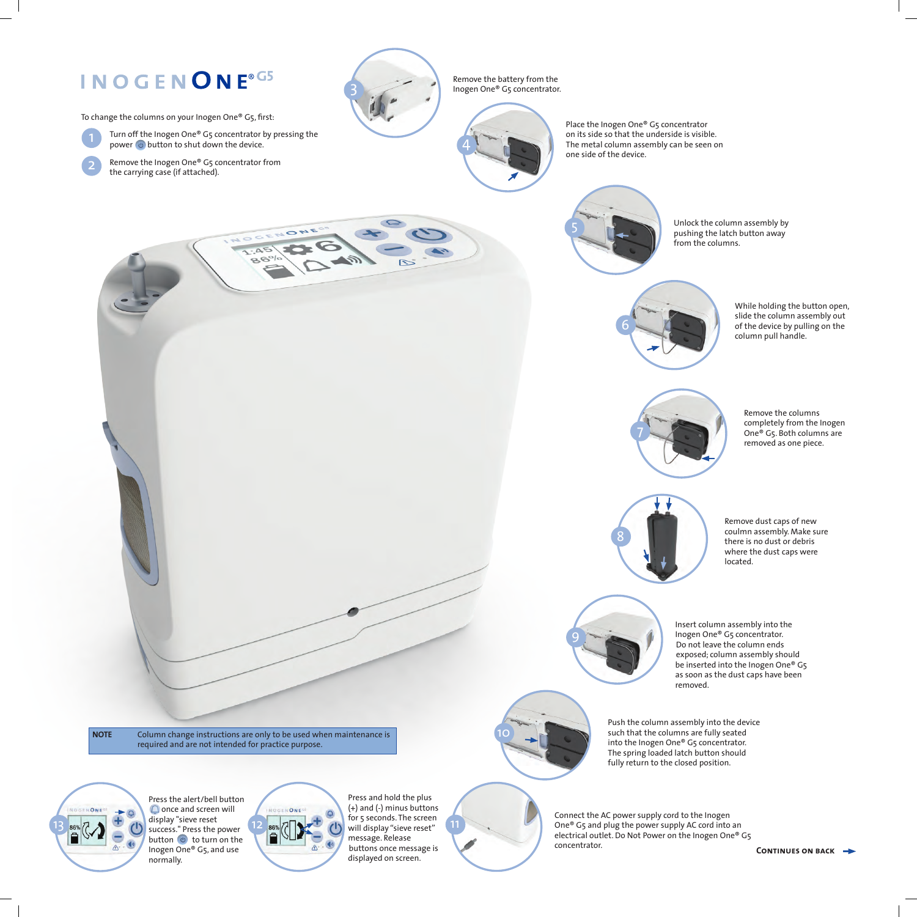# INOGEN ONE® G5

To change the columns on your Inogen One® G5, first:

1. Turn off the Inogen One® G5 concentrator by pressing the power button to shut down the device.
2. Remove the Inogen One® G5 concentrator from the carrying case (if attached).
3. Remove the battery from the Inogen One® G5 concentrator.
4. Place the Inogen One® G5 concentrator on its side so that the underside is visible. The metal column assembly can be seen on one side of the device.
5. Unlock the column assembly by pushing the latch button away from the columns.
6. While holding the button open, slide the column assembly out of the device by pulling on the column pull handle.
7. Remove the columns completely from the Inogen One® G5. Both columns are removed as one piece.
8. Remove dust caps of new coulmn assembly. Make sure there is no dust or debris where the dust caps were located.
9. Insert column assembly into the Inogen One® G5 concentrator. Do not leave the column ends exposed; column assembly should be inserted into the Inogen One® G5 as soon as the dust caps have been removed.
10. Push the column assembly into the device such that the columns are fully seated into the Inogen One® G5 concentrator. The spring loaded latch button should fully return to the closed position.
11. Connect the AC power supply cord to the Inogen One® G5 and plug the power supply AC cord into an electrical outlet. Do Not Power on the Inogen One® G5 concentrator.
12. Press and hold the plus (+) and (-) minus buttons for 5 seconds. The screen will display "sieve reset" message. Release buttons once message is displayed on screen.
13. Press the alert/bell button once and screen will display "sieve reset success." Press the power button to turn on the Inogen One® G5, and use normally.

**NOTE** Column change instructions are only to be used when maintenance is required and are not intended for practice purpose.

**CONTINUES ON BACK**